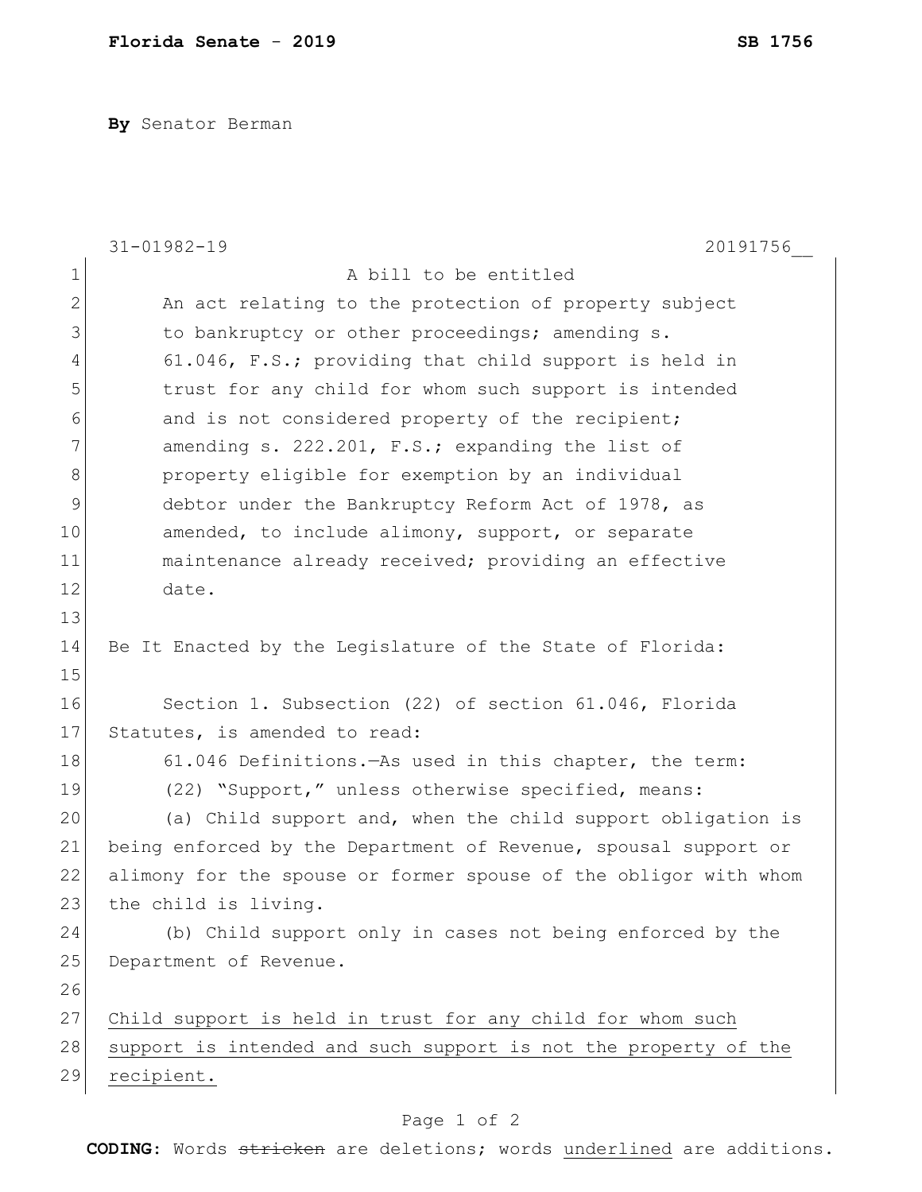**Florida Senate** - **2019** **SB 1756**

**By** Senator Berman

31-01982-19 20191756__

A bill to be entitled

An act relating to the protection of property subject to bankruptcy or other proceedings; amending s. 61.046, F.S.; providing that child support is held in trust for any child for whom such support is intended and is not considered property of the recipient; amending s. 222.201, F.S.; expanding the list of property eligible for exemption by an individual debtor under the Bankruptcy Reform Act of 1978, as amended, to include alimony, support, or separate maintenance already received; providing an effective date.

Be It Enacted by the Legislature of the State of Florida:

Section 1. Subsection (22) of section 61.046, Florida Statutes, is amended to read:

61.046 Definitions.—As used in this chapter, the term:

(22) "Support," unless otherwise specified, means:

(a) Child support and, when the child support obligation is being enforced by the Department of Revenue, spousal support or alimony for the spouse or former spouse of the obligor with whom the child is living.

(b) Child support only in cases not being enforced by the Department of Revenue.

<u>Child support is held in trust for any child for whom such support is intended and such support is not the property of the recipient.</u>

**CODING:** Words ~~stricken~~ are deletions; words <u>underlined</u> are additions.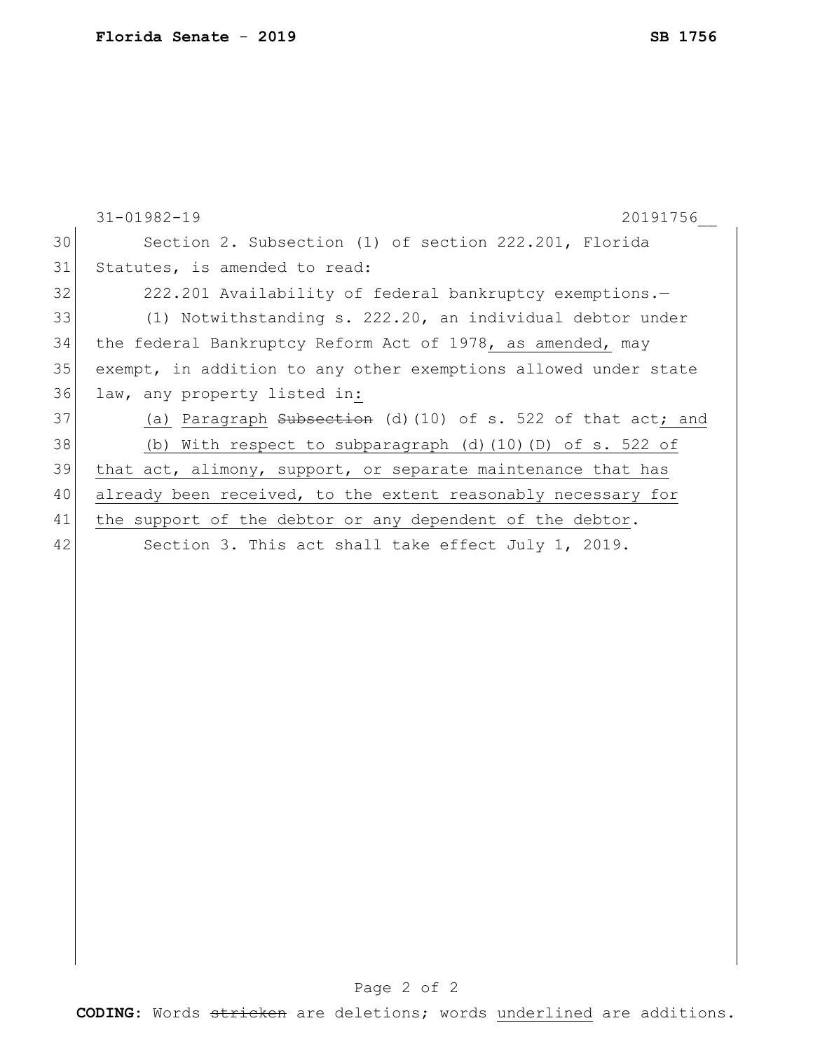31-01982-19 20191756__

30 Section 2. Subsection (1) of section 222.201, Florida
31 Statutes, is amended to read:
32 222.201 Availability of federal bankruptcy exemptions.—
33 (1) Notwithstanding s. 222.20, an individual debtor under
34 the federal Bankruptcy Reform Act of 1978, as amended, may
35 exempt, in addition to any other exemptions allowed under state
36 law, any property listed in:
37 (a) Paragraph ~~Subsection~~ (d)(10) of s. 522 of that act; and
38 (b) With respect to subparagraph (d)(10)(D) of s. 522 of
39 that act, alimony, support, or separate maintenance that has
40 already been received, to the extent reasonably necessary for
41 the support of the debtor or any dependent of the debtor.
42 Section 3. This act shall take effect July 1, 2019.

**CODING:** Words ~~stricken~~ are deletions; words underlined are additions.